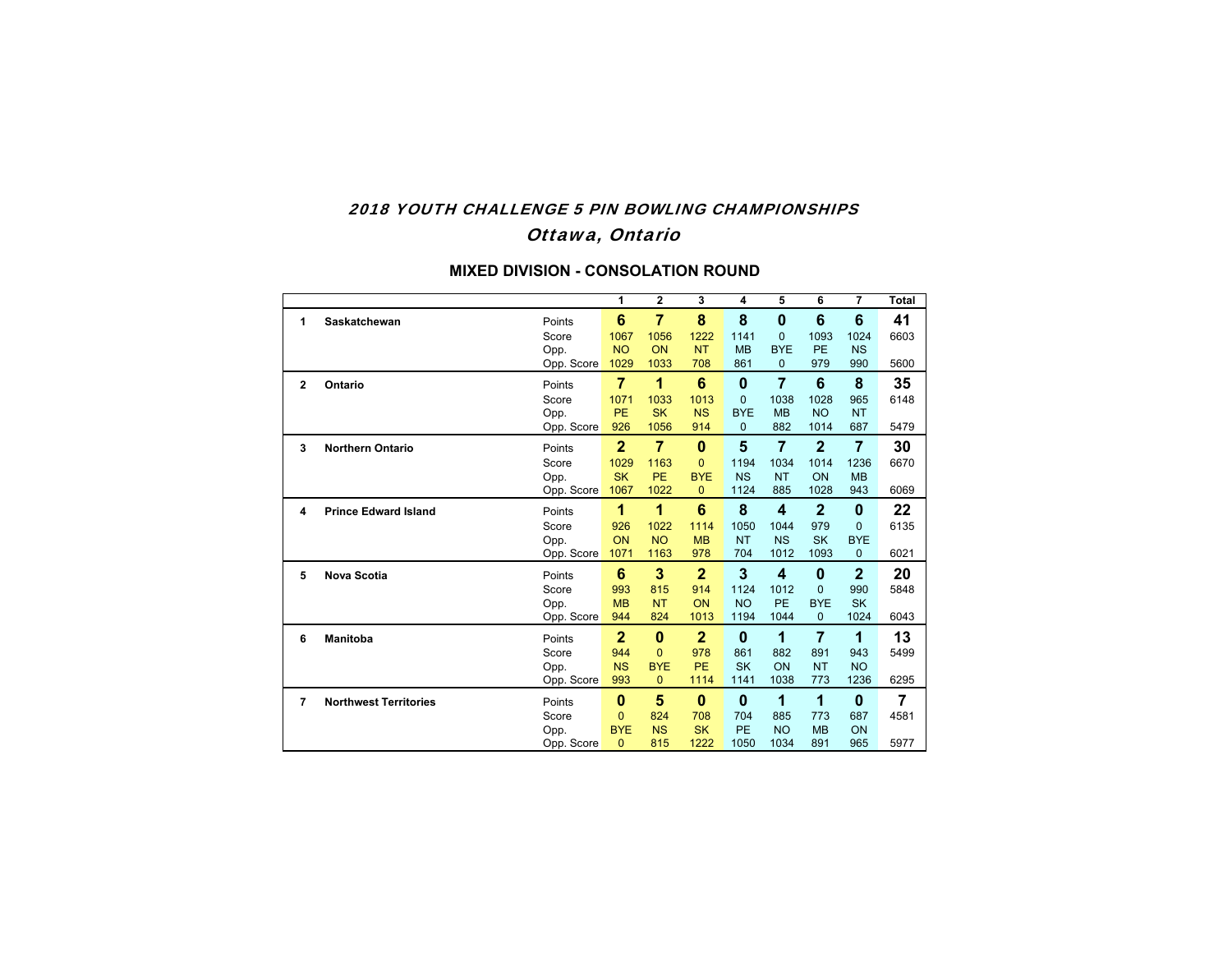# *2018 YOUTH CHALLENGE 5 PIN BOWLING CHAMPIONSHIPS*

## *Ottawa, Ontario*

### MIXED DIVISION - CONSOLATION ROUND

| | | | 1 | 2 | 3 | 4 | 5 | 6 | 7 | Total |
|---|---|---|---|---|---|---|---|---|---|---|
| 1 | **Saskatchewan** | Points | **6** | **7** | **8** | **8** | **0** | **6** | **6** | **41** |
| | | Score | 1067 | 1056 | 1222 | 1141 | 0 | 1093 | 1024 | 6603 |
| | | Opp. | NO | ON | NT | MB | BYE | PE | NS | |
| | | Opp. Score | 1029 | 1033 | 708 | 861 | 0 | 979 | 990 | 5600 |
| 2 | **Ontario** | Points | **7** | **1** | **6** | **0** | **7** | **6** | **8** | **35** |
| | | Score | 1071 | 1033 | 1013 | 0 | 1038 | 1028 | 965 | 6148 |
| | | Opp. | PE | SK | NS | BYE | MB | NO | NT | |
| | | Opp. Score | 926 | 1056 | 914 | 0 | 882 | 1014 | 687 | 5479 |
| 3 | **Northern Ontario** | Points | **2** | **7** | **0** | **5** | **7** | **2** | **7** | **30** |
| | | Score | 1029 | 1163 | 0 | 1194 | 1034 | 1014 | 1236 | 6670 |
| | | Opp. | SK | PE | BYE | NS | NT | ON | MB | |
| | | Opp. Score | 1067 | 1022 | 0 | 1124 | 885 | 1028 | 943 | 6069 |
| 4 | **Prince Edward Island** | Points | **1** | **1** | **6** | **8** | **4** | **2** | **0** | **22** |
| | | Score | 926 | 1022 | 1114 | 1050 | 1044 | 979 | 0 | 6135 |
| | | Opp. | ON | NO | MB | NT | NS | SK | BYE | |
| | | Opp. Score | 1071 | 1163 | 978 | 704 | 1012 | 1093 | 0 | 6021 |
| 5 | **Nova Scotia** | Points | **6** | **3** | **2** | **3** | **4** | **0** | **2** | **20** |
| | | Score | 993 | 815 | 914 | 1124 | 1012 | 0 | 990 | 5848 |
| | | Opp. | MB | NT | ON | NO | PE | BYE | SK | |
| | | Opp. Score | 944 | 824 | 1013 | 1194 | 1044 | 0 | 1024 | 6043 |
| 6 | **Manitoba** | Points | **2** | **0** | **2** | **0** | **1** | **7** | **1** | **13** |
| | | Score | 944 | 0 | 978 | 861 | 882 | 891 | 943 | 5499 |
| | | Opp. | NS | BYE | PE | SK | ON | NT | NO | |
| | | Opp. Score | 993 | 0 | 1114 | 1141 | 1038 | 773 | 1236 | 6295 |
| 7 | **Northwest Territories** | Points | **0** | **5** | **0** | **0** | **1** | **1** | **0** | **7** |
| | | Score | 0 | 824 | 708 | 704 | 885 | 773 | 687 | 4581 |
| | | Opp. | BYE | NS | SK | PE | NO | MB | ON | |
| | | Opp. Score | 0 | 815 | 1222 | 1050 | 1034 | 891 | 965 | 5977 |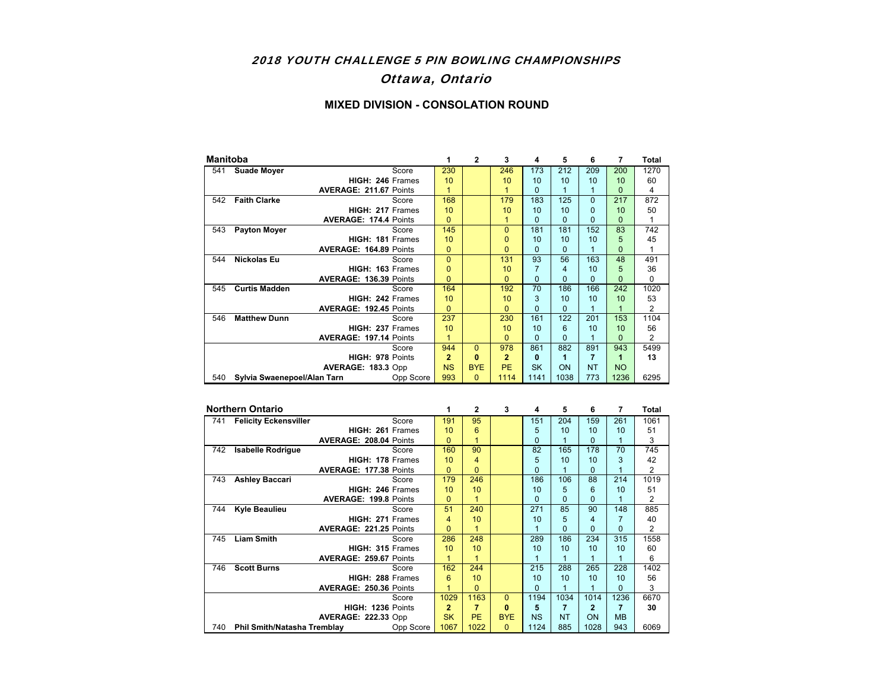# *2018 YOUTH CHALLENGE 5 PIN BOWLING CHAMPIONSHIPS*

## *Ottawa, Ontario*

### MIXED DIVISION - CONSOLATION ROUND

| **Manitoba** | | | **1** | **2** | **3** | **4** | **5** | **6** | **7** | **Total** |
|---|---|---|---|---|---|---|---|---|---|---|
| 541 | **Suade Moyer** | Score | 230 | | 246 | 173 | 212 | 209 | 200 | 1270 |
| | **HIGH: 246** | Frames | 10 | | 10 | 10 | 10 | 10 | 10 | 60 |
| | **AVERAGE: 211.67** | Points | 1 | | 1 | 0 | 1 | 1 | 0 | 4 |
| 542 | **Faith Clarke** | Score | 168 | | 179 | 183 | 125 | 0 | 217 | 872 |
| | **HIGH: 217** | Frames | 10 | | 10 | 10 | 10 | 0 | 10 | 50 |
| | **AVERAGE: 174.4** | Points | 0 | | 1 | 0 | 0 | 0 | 0 | 1 |
| 543 | **Payton Moyer** | Score | 145 | | 0 | 181 | 181 | 152 | 83 | 742 |
| | **HIGH: 181** | Frames | 10 | | 0 | 10 | 10 | 10 | 5 | 45 |
| | **AVERAGE: 164.89** | Points | 0 | | 0 | 0 | 0 | 1 | 0 | 1 |
| 544 | **Nickolas Eu** | Score | 0 | | 131 | 93 | 56 | 163 | 48 | 491 |
| | **HIGH: 163** | Frames | 0 | | 10 | 7 | 4 | 10 | 5 | 36 |
| | **AVERAGE: 136.39** | Points | 0 | | 0 | 0 | 0 | 0 | 0 | 0 |
| 545 | **Curtis Madden** | Score | 164 | | 192 | 70 | 186 | 166 | 242 | 1020 |
| | **HIGH: 242** | Frames | 10 | | 10 | 3 | 10 | 10 | 10 | 53 |
| | **AVERAGE: 192.45** | Points | 0 | | 0 | 0 | 0 | 1 | 1 | 2 |
| 546 | **Matthew Dunn** | Score | 237 | | 230 | 161 | 122 | 201 | 153 | 1104 |
| | **HIGH: 237** | Frames | 10 | | 10 | 10 | 6 | 10 | 10 | 56 |
| | **AVERAGE: 197.14** | Points | 1 | | 0 | 0 | 0 | 1 | 0 | 2 |
| | | Score | 944 | 0 | 978 | 861 | 882 | 891 | 943 | 5499 |
| | **HIGH: 978** | Points | **2** | **0** | **2** | **0** | **1** | **7** | **1** | **13** |
| | **AVERAGE: 183.3** | Opp | NS | BYE | PE | SK | ON | NT | NO | |
| 540 | **Sylvia Swanepoel/Alan Tarn** | Opp Score | 993 | 0 | 1114 | 1141 | 1038 | 773 | 1236 | 6295 |

| **Northern Ontario** | | | **1** | **2** | **3** | **4** | **5** | **6** | **7** | **Total** |
|---|---|---|---|---|---|---|---|---|---|---|
| 741 | **Felicity Eckensviller** | Score | 191 | 95 | | 151 | 204 | 159 | 261 | 1061 |
| | **HIGH: 261** | Frames | 10 | 6 | | 5 | 10 | 10 | 10 | 51 |
| | **AVERAGE: 208.04** | Points | 0 | 1 | | 0 | 1 | 0 | 1 | 3 |
| 742 | **Isabelle Rodrigue** | Score | 160 | 90 | | 82 | 165 | 178 | 70 | 745 |
| | **HIGH: 178** | Frames | 10 | 4 | | 5 | 10 | 10 | 3 | 42 |
| | **AVERAGE: 177.38** | Points | 0 | 0 | | 0 | 1 | 0 | 1 | 2 |
| 743 | **Ashley Baccari** | Score | 179 | 246 | | 186 | 106 | 88 | 214 | 1019 |
| | **HIGH: 246** | Frames | 10 | 10 | | 10 | 5 | 6 | 10 | 51 |
| | **AVERAGE: 199.8** | Points | 0 | 1 | | 0 | 0 | 0 | 1 | 2 |
| 744 | **Kyle Beaulieu** | Score | 51 | 240 | | 271 | 85 | 90 | 148 | 885 |
| | **HIGH: 271** | Frames | 4 | 10 | | 10 | 5 | 4 | 7 | 40 |
| | **AVERAGE: 221.25** | Points | 0 | 1 | | 1 | 0 | 0 | 0 | 2 |
| 745 | **Liam Smith** | Score | 286 | 248 | | 289 | 186 | 234 | 315 | 1558 |
| | **HIGH: 315** | Frames | 10 | 10 | | 10 | 10 | 10 | 10 | 60 |
| | **AVERAGE: 259.67** | Points | 1 | 1 | | 1 | 1 | 1 | 1 | 6 |
| 746 | **Scott Burns** | Score | 162 | 244 | | 215 | 288 | 265 | 228 | 1402 |
| | **HIGH: 288** | Frames | 6 | 10 | | 10 | 10 | 10 | 10 | 56 |
| | **AVERAGE: 250.36** | Points | 1 | 0 | | 0 | 1 | 1 | 0 | 3 |
| | | Score | 1029 | 1163 | 0 | 1194 | 1034 | 1014 | 1236 | 6670 |
| | **HIGH: 1236** | Points | **2** | **7** | **0** | **5** | **7** | **2** | **7** | **30** |
| | **AVERAGE: 222.33** | Opp | SK | PE | BYE | NS | NT | ON | MB | |
| 740 | **Phil Smith/Natasha Tremblay** | Opp Score | 1067 | 1022 | 0 | 1124 | 885 | 1028 | 943 | 6069 |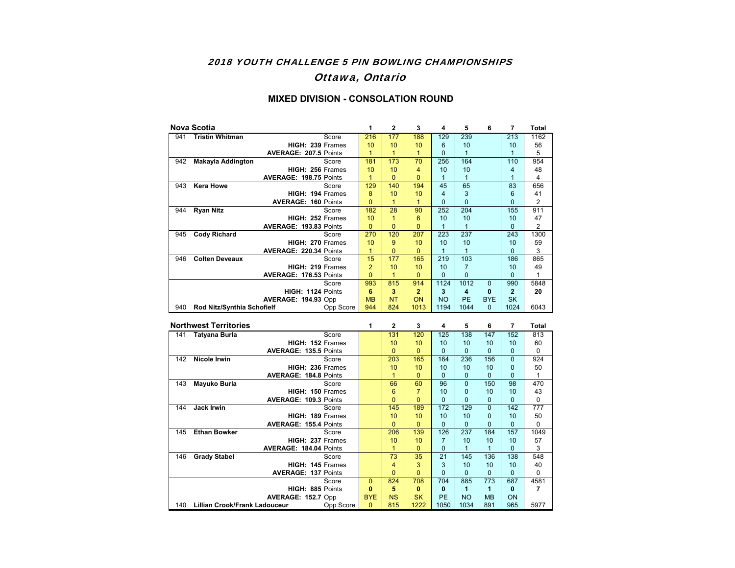# 2018 YOUTH CHALLENGE 5 PIN BOWLING CHAMPIONSHIPS

## Ottawa, Ontario

### MIXED DIVISION - CONSOLATION ROUND

| Nova Scotia | | | 1 | 2 | 3 | 4 | 5 | 6 | 7 | Total |
|---|---|---|---|---|---|---|---|---|---|---|
| 941 | **Tristin Whitman** | Score | 216 | 177 | 188 | 129 | 239 | | 213 | 1162 |
| | **HIGH: 239** | Frames | 10 | 10 | 10 | 6 | 10 | | 10 | 56 |
| | **AVERAGE: 207.5** | Points | 1 | 1 | 1 | 0 | 1 | | 1 | 5 |
| 942 | **Makayla Addington** | Score | 181 | 173 | 70 | 256 | 164 | | 110 | 954 |
| | **HIGH: 256** | Frames | 10 | 10 | 4 | 10 | 10 | | 4 | 48 |
| | **AVERAGE: 198.75** | Points | 1 | 0 | 0 | 1 | 1 | | 1 | 4 |
| 943 | **Kera Howe** | Score | 129 | 140 | 194 | 45 | 65 | | 83 | 656 |
| | **HIGH: 194** | Frames | 8 | 10 | 10 | 4 | 3 | | 6 | 41 |
| | **AVERAGE: 160** | Points | 0 | 1 | 1 | 0 | 0 | | 0 | 2 |
| 944 | **Ryan Nitz** | Score | 182 | 28 | 90 | 252 | 204 | | 155 | 911 |
| | **HIGH: 252** | Frames | 10 | 1 | 6 | 10 | 10 | | 10 | 47 |
| | **AVERAGE: 193.83** | Points | 0 | 0 | 0 | 1 | 1 | | 0 | 2 |
| 945 | **Cody Richard** | Score | 270 | 120 | 207 | 223 | 237 | | 243 | 1300 |
| | **HIGH: 270** | Frames | 10 | 9 | 10 | 10 | 10 | | 10 | 59 |
| | **AVERAGE: 220.34** | Points | 1 | 0 | 1 | 1 | 1 | | 0 | 3 |
| 946 | **Colten Deveaux** | Score | 15 | 177 | 165 | 219 | 103 | | 186 | 865 |
| | **HIGH: 219** | Frames | 2 | 10 | 10 | 10 | 7 | | 10 | 49 |
| | **AVERAGE: 176.53** | Points | 0 | 1 | 0 | 0 | 0 | | 0 | 1 |
| | | Score | 993 | 815 | 914 | 1124 | 1012 | 0 | 990 | 5848 |
| | **HIGH: 1124** | Points | **6** | **3** | **2** | **3** | **4** | **0** | **2** | **20** |
| | **AVERAGE: 194.93** | Opp | MB | NT | ON | NO | PE | BYE | SK | |
| 940 | **Rod Nitz/Synthia Schofielf** | Opp Score | 944 | 824 | 1013 | 1194 | 1044 | 0 | 1024 | 6043 |

| Northwest Territories | | | 1 | 2 | 3 | 4 | 5 | 6 | 7 | Total |
|---|---|---|---|---|---|---|---|---|---|---|
| 141 | **Tatyana Burla** | Score | | 131 | 120 | 125 | 138 | 147 | 152 | 813 |
| | **HIGH: 152** | Frames | | 10 | 10 | 10 | 10 | 10 | 10 | 60 |
| | **AVERAGE: 135.5** | Points | | 0 | 0 | 0 | 0 | 0 | 0 | 0 |
| 142 | **Nicole Irwin** | Score | | 203 | 165 | 164 | 236 | 156 | 0 | 924 |
| | **HIGH: 236** | Frames | | 10 | 10 | 10 | 10 | 10 | 0 | 50 |
| | **AVERAGE: 184.8** | Points | | 1 | 0 | 0 | 0 | 0 | 0 | 1 |
| 143 | **Mayuko Burla** | Score | | 66 | 60 | 96 | 0 | 150 | 98 | 470 |
| | **HIGH: 150** | Frames | | 6 | 7 | 10 | 0 | 10 | 10 | 43 |
| | **AVERAGE: 109.3** | Points | | 0 | 0 | 0 | 0 | 0 | 0 | 0 |
| 144 | **Jack Irwin** | Score | | 145 | 189 | 172 | 129 | 0 | 142 | 777 |
| | **HIGH: 189** | Frames | | 10 | 10 | 10 | 10 | 0 | 10 | 50 |
| | **AVERAGE: 155.4** | Points | | 0 | 0 | 0 | 0 | 0 | 0 | 0 |
| 145 | **Ethan Bowker** | Score | | 206 | 139 | 126 | 237 | 184 | 157 | 1049 |
| | **HIGH: 237** | Frames | | 10 | 10 | 7 | 10 | 10 | 10 | 57 |
| | **AVERAGE: 184.04** | Points | | 1 | 0 | 0 | 1 | 1 | 0 | 3 |
| 146 | **Grady Stabel** | Score | | 73 | 35 | 21 | 145 | 136 | 138 | 548 |
| | **HIGH: 145** | Frames | | 4 | 3 | 3 | 10 | 10 | 10 | 40 |
| | **AVERAGE: 137** | Points | | 0 | 0 | 0 | 0 | 0 | 0 | 0 |
| | | Score | 0 | 824 | 708 | 704 | 885 | 773 | 687 | 4581 |
| | **HIGH: 885** | Points | **0** | **5** | **0** | **0** | **1** | **1** | **0** | **7** |
| | **AVERAGE: 152.7** | Opp | BYE | NS | SK | PE | NO | MB | ON | |
| 140 | **Lillian Crook/Frank Ladouceur** | Opp Score | 0 | 815 | 1222 | 1050 | 1034 | 891 | 965 | 5977 |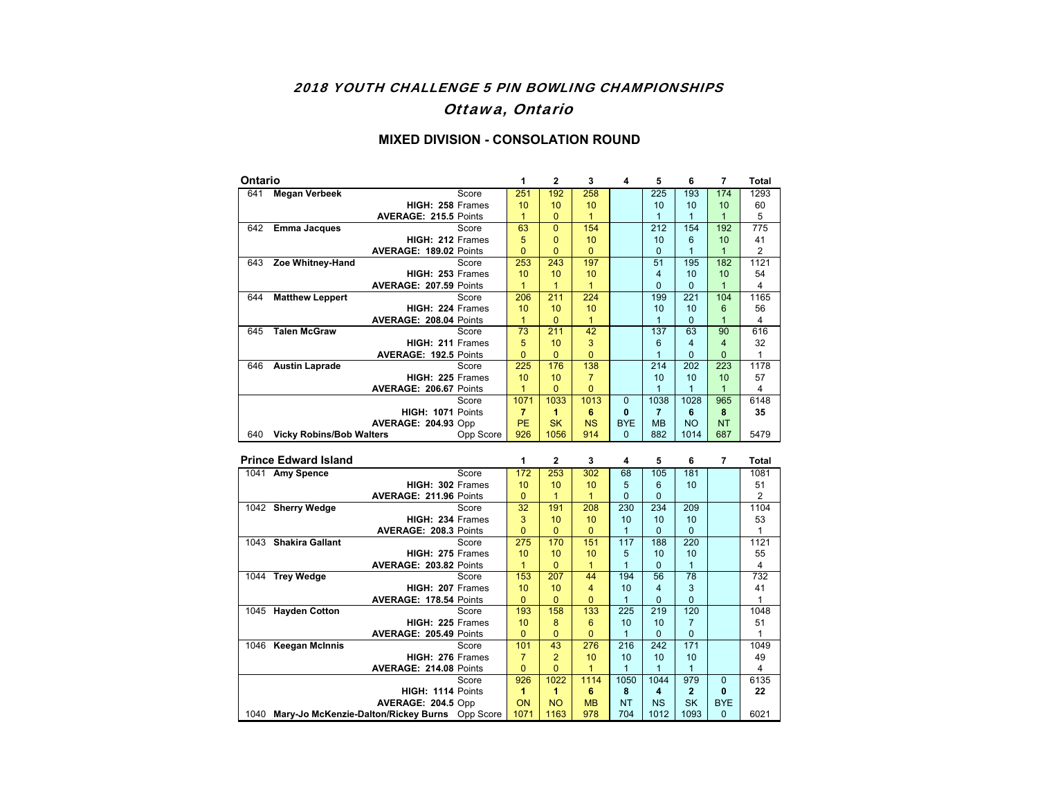# 2018 YOUTH CHALLENGE 5 PIN BOWLING CHAMPIONSHIPS

## Ottawa, Ontario

### MIXED DIVISION - CONSOLATION ROUND

| Ontario | | | 1 | 2 | 3 | 4 | 5 | 6 | 7 | Total |
|---|---|---|---|---|---|---|---|---|---|---|
| 641 | Megan Verbeek | Score | 251 | 192 | 258 | | 225 | 193 | 174 | 1293 |
| | HIGH: 258 | Frames | 10 | 10 | 10 | | 10 | 10 | 10 | 60 |
| | AVERAGE: 215.5 | Points | 1 | 0 | 1 | | 1 | 1 | 1 | 5 |
| 642 | Emma Jacques | Score | 63 | 0 | 154 | | 212 | 154 | 192 | 775 |
| | HIGH: 212 | Frames | 5 | 0 | 10 | | 10 | 6 | 10 | 41 |
| | AVERAGE: 189.02 | Points | 0 | 0 | 0 | | 0 | 1 | 1 | 2 |
| 643 | Zoe Whitney-Hand | Score | 253 | 243 | 197 | | 51 | 195 | 182 | 1121 |
| | HIGH: 253 | Frames | 10 | 10 | 10 | | 4 | 10 | 10 | 54 |
| | AVERAGE: 207.59 | Points | 1 | 1 | 1 | | 0 | 0 | 1 | 4 |
| 644 | Matthew Leppert | Score | 206 | 211 | 224 | | 199 | 221 | 104 | 1165 |
| | HIGH: 224 | Frames | 10 | 10 | 10 | | 10 | 10 | 6 | 56 |
| | AVERAGE: 208.04 | Points | 1 | 0 | 1 | | 1 | 0 | 1 | 4 |
| 645 | Talen McGraw | Score | 73 | 211 | 42 | | 137 | 63 | 90 | 616 |
| | HIGH: 211 | Frames | 5 | 10 | 3 | | 6 | 4 | 4 | 32 |
| | AVERAGE: 192.5 | Points | 0 | 0 | 0 | | 1 | 0 | 0 | 1 |
| 646 | Austin Laprade | Score | 225 | 176 | 138 | | 214 | 202 | 223 | 1178 |
| | HIGH: 225 | Frames | 10 | 10 | 7 | | 10 | 10 | 10 | 57 |
| | AVERAGE: 206.67 | Points | 1 | 0 | 0 | | 1 | 1 | 1 | 4 |
| | | Score | 1071 | 1033 | 1013 | 0 | 1038 | 1028 | 965 | 6148 |
| | HIGH: 1071 | Points | **7** | **1** | **6** | **0** | **7** | **6** | **8** | **35** |
| | AVERAGE: 204.93 | Opp | PE | SK | NS | BYE | MB | NO | NT | |
| 640 | Vicky Robins/Bob Walters | Opp Score | 926 | 1056 | 914 | 0 | 882 | 1014 | 687 | 5479 |

| Prince Edward Island | | | 1 | 2 | 3 | 4 | 5 | 6 | 7 | Total |
|---|---|---|---|---|---|---|---|---|---|---|
| 1041 | Amy Spence | Score | 172 | 253 | 302 | 68 | 105 | 181 | | 1081 |
| | HIGH: 302 | Frames | 10 | 10 | 10 | 5 | 6 | 10 | | 51 |
| | AVERAGE: 211.96 | Points | 0 | 1 | 1 | 0 | 0 | | | 2 |
| 1042 | Sherry Wedge | Score | 32 | 191 | 208 | 230 | 234 | 209 | | 1104 |
| | HIGH: 234 | Frames | 3 | 10 | 10 | 10 | 10 | 10 | | 53 |
| | AVERAGE: 208.3 | Points | 0 | 0 | 0 | 1 | 0 | 0 | | 1 |
| 1043 | Shakira Gallant | Score | 275 | 170 | 151 | 117 | 188 | 220 | | 1121 |
| | HIGH: 275 | Frames | 10 | 10 | 10 | 5 | 10 | 10 | | 55 |
| | AVERAGE: 203.82 | Points | 1 | 0 | 1 | 1 | 0 | 1 | | 4 |
| 1044 | Trey Wedge | Score | 153 | 207 | 44 | 194 | 56 | 78 | | 732 |
| | HIGH: 207 | Frames | 10 | 10 | 4 | 10 | 4 | 3 | | 41 |
| | AVERAGE: 178.54 | Points | 0 | 0 | 0 | 1 | 0 | 0 | | 1 |
| 1045 | Hayden Cotton | Score | 193 | 158 | 133 | 225 | 219 | 120 | | 1048 |
| | HIGH: 225 | Frames | 10 | 8 | 6 | 10 | 10 | 7 | | 51 |
| | AVERAGE: 205.49 | Points | 0 | 0 | 0 | 1 | 0 | 0 | | 1 |
| 1046 | Keegan McInnis | Score | 101 | 43 | 276 | 216 | 242 | 171 | | 1049 |
| | HIGH: 276 | Frames | 7 | 2 | 10 | 10 | 10 | 10 | | 49 |
| | AVERAGE: 214.08 | Points | 0 | 0 | 1 | 1 | 1 | 1 | | 4 |
| | | Score | 926 | 1022 | 1114 | 1050 | 1044 | 979 | 0 | 6135 |
| | HIGH: 1114 | Points | **1** | **1** | **6** | **8** | **4** | **2** | **0** | **22** |
| | AVERAGE: 204.5 | Opp | ON | NO | MB | NT | NS | SK | BYE | |
| 1040 | Mary-Jo McKenzie-Dalton/Rickey Burns | Opp Score | 1071 | 1163 | 978 | 704 | 1012 | 1093 | 0 | 6021 |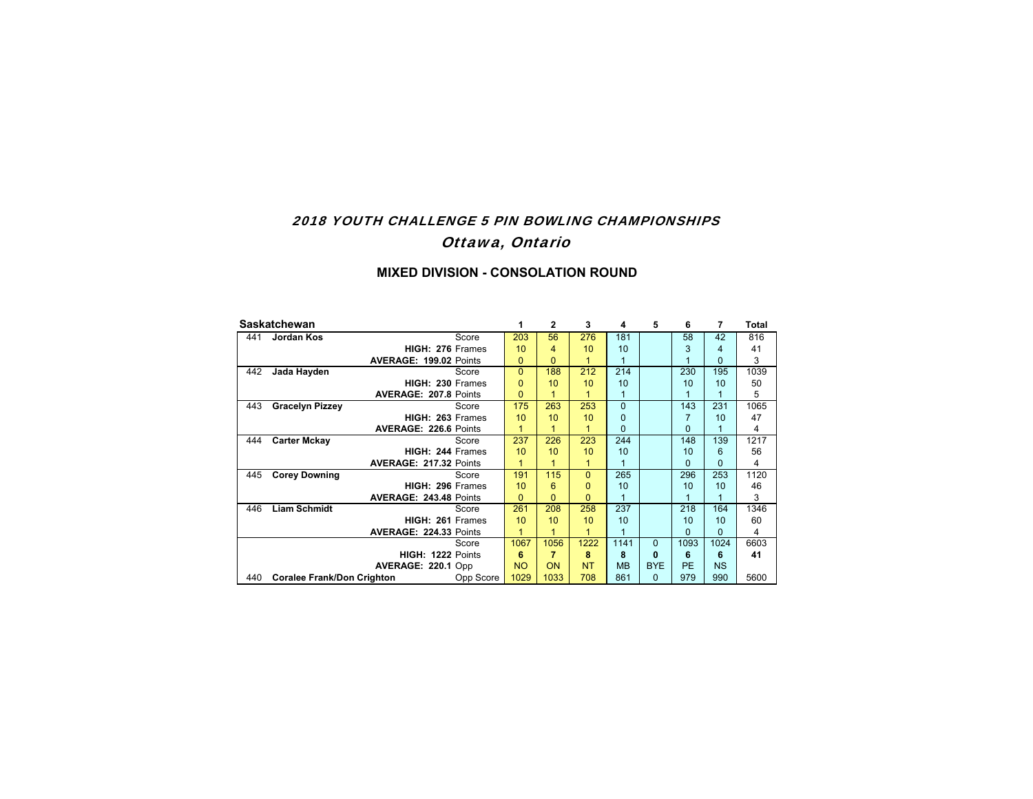## *2018 YOUTH CHALLENGE 5 PIN BOWLING CHAMPIONSHIPS*

## *Ottawa, Ontario*

### MIXED DIVISION - CONSOLATION ROUND

| Saskatchewan | | | 1 | 2 | 3 | 4 | 5 | 6 | 7 | Total |
|---|---|---|---|---|---|---|---|---|---|---|
| 441 | **Jordan Kos** | Score | 203 | 56 | 276 | 181 | | 58 | 42 | 816 |
| | **HIGH: 276** | Frames | 10 | 4 | 10 | 10 | | 3 | 4 | 41 |
| | **AVERAGE: 199.02** | Points | 0 | 0 | 1 | 1 | | 1 | 0 | 3 |
| 442 | **Jada Hayden** | Score | 0 | 188 | 212 | 214 | | 230 | 195 | 1039 |
| | **HIGH: 230** | Frames | 0 | 10 | 10 | 10 | | 10 | 10 | 50 |
| | **AVERAGE: 207.8** | Points | 0 | 1 | 1 | 1 | | 1 | 1 | 5 |
| 443 | **Gracelyn Pizzey** | Score | 175 | 263 | 253 | 0 | | 143 | 231 | 1065 |
| | **HIGH: 263** | Frames | 10 | 10 | 10 | 0 | | 7 | 10 | 47 |
| | **AVERAGE: 226.6** | Points | 1 | 1 | 1 | 0 | | 0 | 1 | 4 |
| 444 | **Carter Mckay** | Score | 237 | 226 | 223 | 244 | | 148 | 139 | 1217 |
| | **HIGH: 244** | Frames | 10 | 10 | 10 | 10 | | 10 | 6 | 56 |
| | **AVERAGE: 217.32** | Points | 1 | 1 | 1 | 1 | | 0 | 0 | 4 |
| 445 | **Corey Downing** | Score | 191 | 115 | 0 | 265 | | 296 | 253 | 1120 |
| | **HIGH: 296** | Frames | 10 | 6 | 0 | 10 | | 10 | 10 | 46 |
| | **AVERAGE: 243.48** | Points | 0 | 0 | 0 | 1 | | 1 | 1 | 3 |
| 446 | **Liam Schmidt** | Score | 261 | 208 | 258 | 237 | | 218 | 164 | 1346 |
| | **HIGH: 261** | Frames | 10 | 10 | 10 | 10 | | 10 | 10 | 60 |
| | **AVERAGE: 224.33** | Points | 1 | 1 | 1 | 1 | | 0 | 0 | 4 |
| | | Score | 1067 | 1056 | 1222 | 1141 | 0 | 1093 | 1024 | 6603 |
| | **HIGH: 1222** | Points | **6** | **7** | **8** | **8** | **0** | **6** | **6** | **41** |
| | **AVERAGE: 220.1** | Opp | NO | ON | NT | MB | BYE | PE | NS | |
| 440 | **Coralee Frank/Don Crighton** | Opp Score | 1029 | 1033 | 708 | 861 | 0 | 979 | 990 | 5600 |